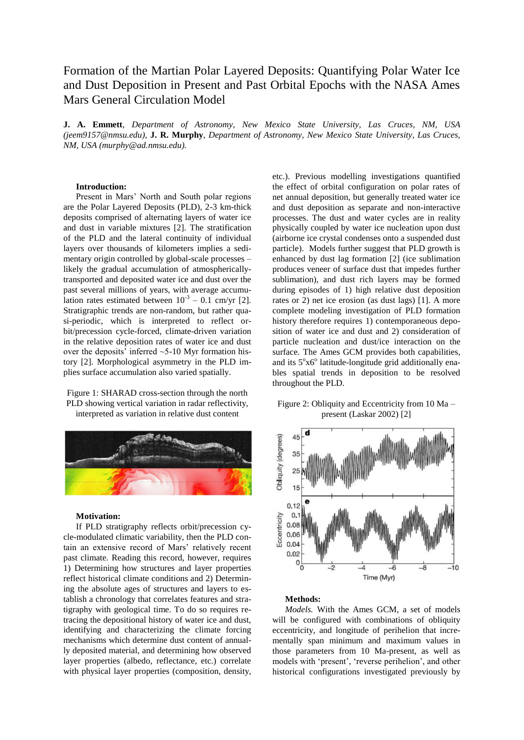# Formation of the Martian Polar Layered Deposits: Quantifying Polar Water Ice and Dust Deposition in Present and Past Orbital Epochs with the NASA Ames Mars General Circulation Model

**J. A. Emmett**, *Department of Astronomy, New Mexico State University, Las Cruces, NM, USA (jeem9157@nmsu.edu)*, **J. R. Murphy**, *Department of Astronomy, New Mexico State University, Las Cruces, NM, USA (murphy@ad.nmsu.edu).*

**Introduction:**

Present in Mars' North and South polar regions are the Polar Layered Deposits (PLD), 2-3 km-thick deposits comprised of alternating layers of water ice and dust in variable mixtures [2]. The stratification of the PLD and the lateral continuity of individual layers over thousands of kilometers implies a sedimentary origin controlled by global-scale processes – likely the gradual accumulation of atmospherically-transported and deposited water ice and dust over the past several millions of years, with average accumulation rates estimated between $10^{-3}$ – 0.1 cm/yr [2]. Stratigraphic trends are non-random, but rather quasi-periodic, which is interpreted to reflect orbit/precession cycle-forced, climate-driven variation in the relative deposition rates of water ice and dust over the deposits' inferred ~5-10 Myr formation history [2]. Morphological asymmetry in the PLD implies surface accumulation also varied spatially.

Figure 1: SHARAD cross-section through the north PLD showing vertical variation in radar reflectivity, interpreted as variation in relative dust content

**Motivation:**

If PLD stratigraphy reflects orbit/precession cycle-modulated climatic variability, then the PLD contain an extensive record of Mars' relatively recent past climate. Reading this record, however, requires 1) Determining how structures and layer properties reflect historical climate conditions and 2) Determining the absolute ages of structures and layers to establish a chronology that correlates features and stratigraphy with geological time. To do so requires retracing the depositional history of water ice and dust, identifying and characterizing the climate forcing mechanisms which determine dust content of annually deposited material, and determining how observed layer properties (albedo, reflectance, etc.) correlate with physical layer properties (composition, density, etc.). Previous modelling investigations quantified the effect of orbital configuration on polar rates of net annual deposition, but generally treated water ice and dust deposition as separate and non-interactive processes. The dust and water cycles are in reality physically coupled by water ice nucleation upon dust (airborne ice crystal condenses onto a suspended dust particle). Models further suggest that PLD growth is enhanced by dust lag formation [2] (ice sublimation produces veneer of surface dust that impedes further sublimation), and dust rich layers may be formed during episodes of 1) high relative dust deposition rates or 2) net ice erosion (as dust lags) [1]. A more complete modeling investigation of PLD formation history therefore requires 1) contemporaneous deposition of water ice and dust and 2) consideration of particle nucleation and dust/ice interaction on the surface. The Ames GCM provides both capabilities, and its 5°x6° latitude-longitude grid additionally enables spatial trends in deposition to be resolved throughout the PLD.

Figure 2: Obliquity and Eccentricity from 10 Ma – present (Laskar 2002) [2]

**Methods:**

*Models.* With the Ames GCM, a set of models will be configured with combinations of obliquity eccentricity, and longitude of perihelion that incrementally span minimum and maximum values in those parameters from 10 Ma-present, as well as models with 'present', 'reverse perihelion', and other historical configurations investigated previously by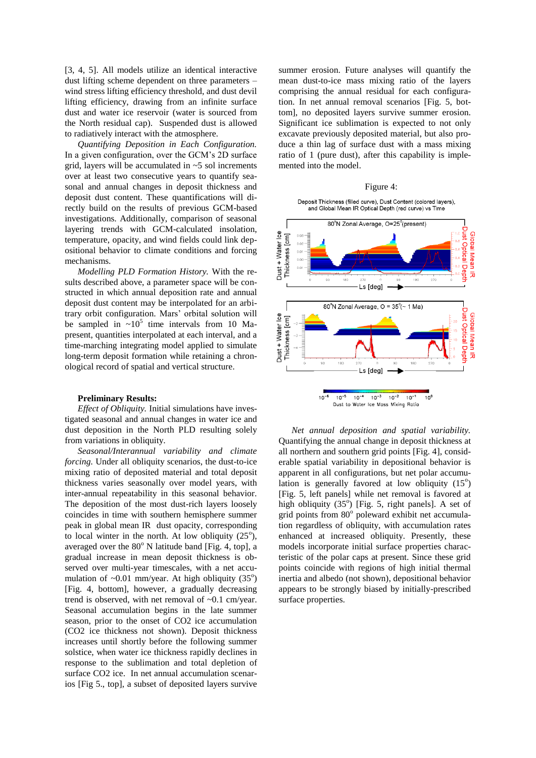[3, 4, 5]. All models utilize an identical interactive dust lifting scheme dependent on three parameters – wind stress lifting efficiency threshold, and dust devil lifting efficiency, drawing from an infinite surface dust and water ice reservoir (water is sourced from the North residual cap). Suspended dust is allowed to radiatively interact with the atmosphere.

*Quantifying Deposition in Each Configuration.* In a given configuration, over the GCM's 2D surface grid, layers will be accumulated in ~5 sol increments over at least two consecutive years to quantify seasonal and annual changes in deposit thickness and deposit dust content. These quantifications will directly build on the results of previous GCM-based investigations. Additionally, comparison of seasonal layering trends with GCM-calculated insolation, temperature, opacity, and wind fields could link depositional behavior to climate conditions and forcing mechanisms.

*Modelling PLD Formation History.* With the results described above, a parameter space will be constructed in which annual deposition rate and annual deposit dust content may be interpolated for an arbitrary orbit configuration. Mars' orbital solution will be sampled in ~$10^5$ time intervals from 10 Ma-present, quantities interpolated at each interval, and a time-marching integrating model applied to simulate long-term deposit formation while retaining a chronological record of spatial and vertical structure.

**Preliminary Results:**

*Effect of Obliquity.* Initial simulations have investigated seasonal and annual changes in water ice and dust deposition in the North PLD resulting solely from variations in obliquity.

*Seasonal/Interannual variability and climate forcing.* Under all obliquity scenarios, the dust-to-ice mixing ratio of deposited material and total deposit thickness varies seasonally over model years, with inter-annual repeatability in this seasonal behavior. The deposition of the most dust-rich layers loosely coincides in time with southern hemisphere summer peak in global mean IR dust opacity, corresponding to local winter in the north. At low obliquity (25°), averaged over the 80° N latitude band [Fig. 4, top], a gradual increase in mean deposit thickness is observed over multi-year timescales, with a net accumulation of ~0.01 mm/year. At high obliquity (35°) [Fig. 4, bottom], however, a gradually decreasing trend is observed, with net removal of ~0.1 cm/year. Seasonal accumulation begins in the late summer season, prior to the onset of $CO_2$ ice accumulation ($CO_2$ ice thickness not shown). Deposit thickness increases until shortly before the following summer solstice, when water ice thickness rapidly declines in response to the sublimation and total depletion of surface $CO_2$ ice. In net annual accumulation scenarios [Fig 5., top], a subset of deposited layers survive summer erosion. Future analyses will quantify the mean dust-to-ice mass mixing ratio of the layers comprising the annual residual for each configuration. In net annual removal scenarios [Fig. 5, bottom], no deposited layers survive summer erosion. Significant ice sublimation is expected to not only excavate previously deposited material, but also produce a thin lag of surface dust with a mass mixing ratio of 1 (pure dust), after this capability is implemented into the model.

Figure 4:

*Net annual deposition and spatial variability.* Quantifying the annual change in deposit thickness at all northern and southern grid points [Fig. 4], considerable spatial variability in depositional behavior is apparent in all configurations, but net polar accumulation is generally favored at low obliquity (15°) [Fig. 5, left panels] while net removal is favored at high obliquity (35°) [Fig. 5, right panels]. A set of grid points from 80° poleward exhibit net accumulation regardless of obliquity, with accumulation rates enhanced at increased obliquity. Presently, these models incorporate initial surface properties characteristic of the polar caps at present. Since these grid points coincide with regions of high initial thermal inertia and albedo (not shown), depositional behavior appears to be strongly biased by initially-prescribed surface properties.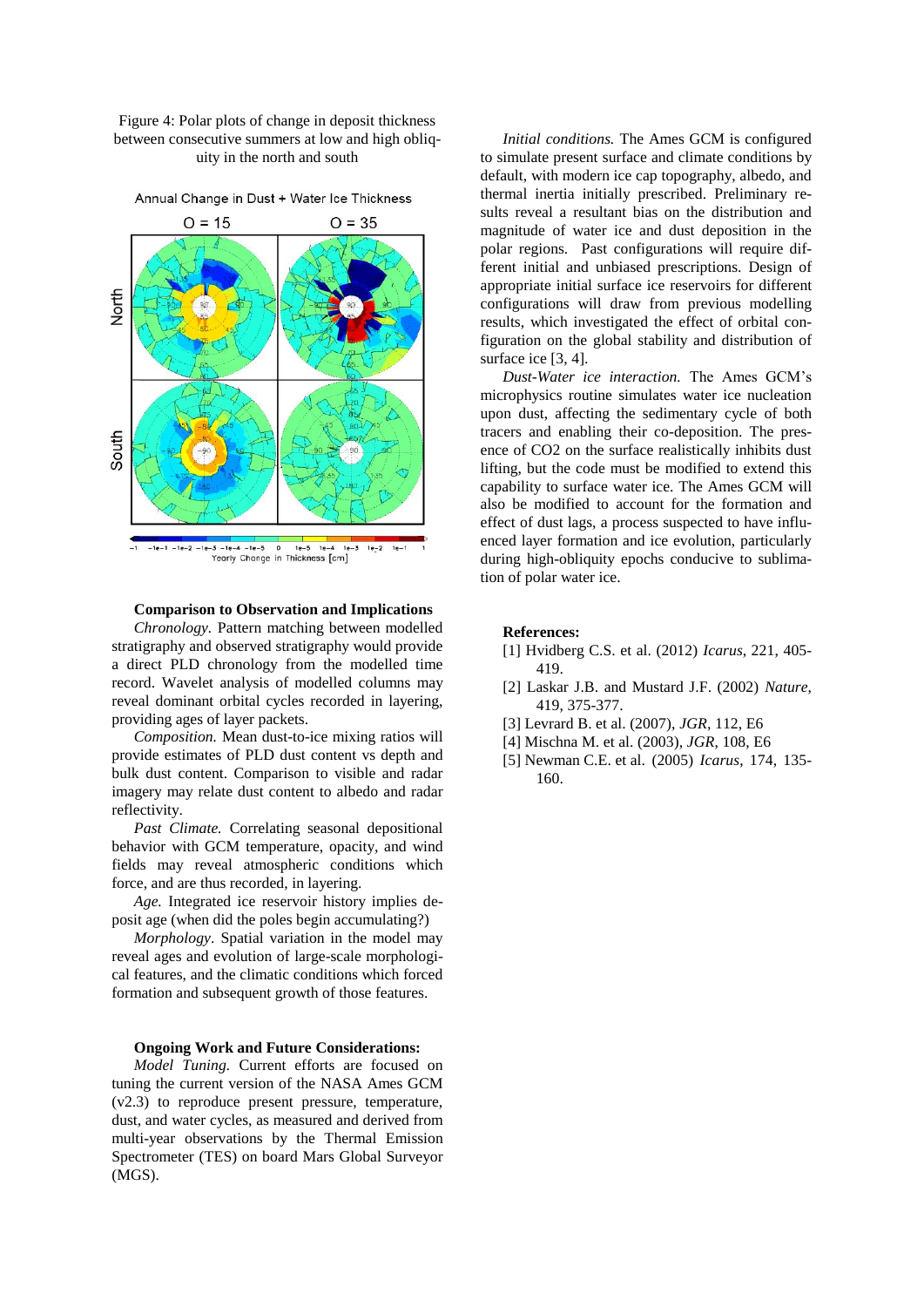Figure 4: Polar plots of change in deposit thickness between consecutive summers at low and high obliquity in the north and south

Annual Change in Dust + Water Ice Thickness

O = 15

O = 35

North

South

−1 −1e−1 −1e−2 −1e−3 −1e−4 −1e−5 0 1e−5 1e−4 1e−3 1e−2 1e−1 1

Yearly Change in Thickness [cm]

**Comparison to Observation and Implications**

*Chronology.* Pattern matching between modelled stratigraphy and observed stratigraphy would provide a direct PLD chronology from the modelled time record. Wavelet analysis of modelled columns may reveal dominant orbital cycles recorded in layering, providing ages of layer packets.

*Composition.* Mean dust-to-ice mixing ratios will provide estimates of PLD dust content vs depth and bulk dust content. Comparison to visible and radar imagery may relate dust content to albedo and radar reflectivity.

*Past Climate.* Correlating seasonal depositional behavior with GCM temperature, opacity, and wind fields may reveal atmospheric conditions which force, and are thus recorded, in layering.

*Age.* Integrated ice reservoir history implies deposit age (when did the poles begin accumulating?)

*Morphology*. Spatial variation in the model may reveal ages and evolution of large-scale morphological features, and the climatic conditions which forced formation and subsequent growth of those features.

**Ongoing Work and Future Considerations:**

*Model Tuning.* Current efforts are focused on tuning the current version of the NASA Ames GCM (v2.3) to reproduce present pressure, temperature, dust, and water cycles, as measured and derived from multi-year observations by the Thermal Emission Spectrometer (TES) on board Mars Global Surveyor (MGS).

*Initial conditions.* The Ames GCM is configured to simulate present surface and climate conditions by default, with modern ice cap topography, albedo, and thermal inertia initially prescribed. Preliminary results reveal a resultant bias on the distribution and magnitude of water ice and dust deposition in the polar regions. Past configurations will require different initial and unbiased prescriptions. Design of appropriate initial surface ice reservoirs for different configurations will draw from previous modelling results, which investigated the effect of orbital configuration on the global stability and distribution of surface ice [3, 4].

*Dust-Water ice interaction.* The Ames GCM's microphysics routine simulates water ice nucleation upon dust, affecting the sedimentary cycle of both tracers and enabling their co-deposition. The presence of $CO_2$ on the surface realistically inhibits dust lifting, but the code must be modified to extend this capability to surface water ice. The Ames GCM will also be modified to account for the formation and effect of dust lags, a process suspected to have influenced layer formation and ice evolution, particularly during high-obliquity epochs conducive to sublimation of polar water ice.

**References:**

[1] Hvidberg C.S. et al. (2012) *Icarus*, 221, 405-419.

[2] Laskar J.B. and Mustard J.F. (2002) *Nature*, 419, 375-377.

[3] Levrard B. et al. (2007), *JGR*, 112, E6

[4] Mischna M. et al. (2003), *JGR*, 108, E6

[5] Newman C.E. et al. (2005) *Icarus*, 174, 135-160.